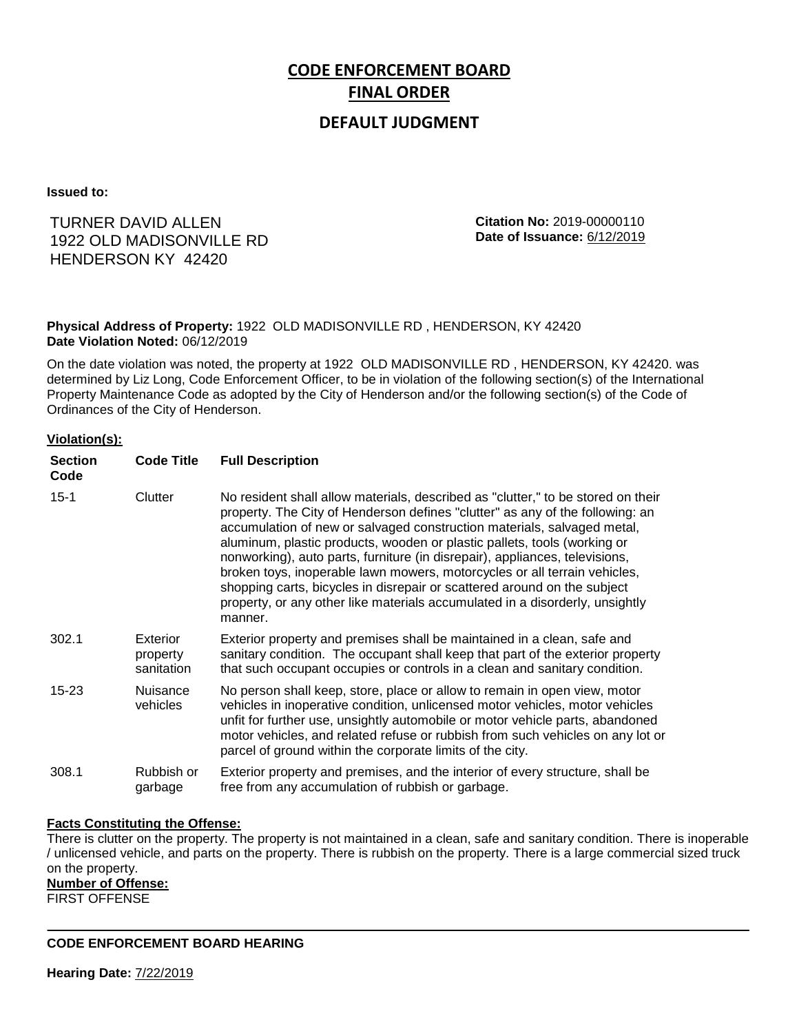# CODE ENFORCEMENT BOARD

# FINAL ORDER

## DEFAULT JUDGMENT

**Issued to:**

TURNER DAVID ALLEN
1922 OLD MADISONVILLE RD
HENDERSON KY 42420

**Citation No:** 2019-00000110
**Date of Issuance:** 6/12/2019

**Physical Address of Property:** 1922 OLD MADISONVILLE RD , HENDERSON, KY 42420
**Date Violation Noted:** 06/12/2019

On the date violation was noted, the property at 1922 OLD MADISONVILLE RD , HENDERSON, KY 42420. was determined by Liz Long, Code Enforcement Officer, to be in violation of the following section(s) of the International Property Maintenance Code as adopted by the City of Henderson and/or the following section(s) of the Code of Ordinances of the City of Henderson.

**Violation(s):**

| Section Code | Code Title | Full Description |
|---|---|---|
| 15-1 | Clutter | No resident shall allow materials, described as "clutter," to be stored on their property. The City of Henderson defines "clutter" as any of the following: an accumulation of new or salvaged construction materials, salvaged metal, aluminum, plastic products, wooden or plastic pallets, tools (working or nonworking), auto parts, furniture (in disrepair), appliances, televisions, broken toys, inoperable lawn mowers, motorcycles or all terrain vehicles, shopping carts, bicycles in disrepair or scattered around on the subject property, or any other like materials accumulated in a disorderly, unsightly manner. |
| 302.1 | Exterior property sanitation | Exterior property and premises shall be maintained in a clean, safe and sanitary condition. The occupant shall keep that part of the exterior property that such occupant occupies or controls in a clean and sanitary condition. |
| 15-23 | Nuisance vehicles | No person shall keep, store, place or allow to remain in open view, motor vehicles in inoperative condition, unlicensed motor vehicles, motor vehicles unfit for further use, unsightly automobile or motor vehicle parts, abandoned motor vehicles, and related refuse or rubbish from such vehicles on any lot or parcel of ground within the corporate limits of the city. |
| 308.1 | Rubbish or garbage | Exterior property and premises, and the interior of every structure, shall be free from any accumulation of rubbish or garbage. |

**Facts Constituting the Offense:**
There is clutter on the property. The property is not maintained in a clean, safe and sanitary condition. There is inoperable / unlicensed vehicle, and parts on the property. There is rubbish on the property. There is a large commercial sized truck on the property.

**Number of Offense:**
FIRST OFFENSE

---

**CODE ENFORCEMENT BOARD HEARING**

**Hearing Date:** 7/22/2019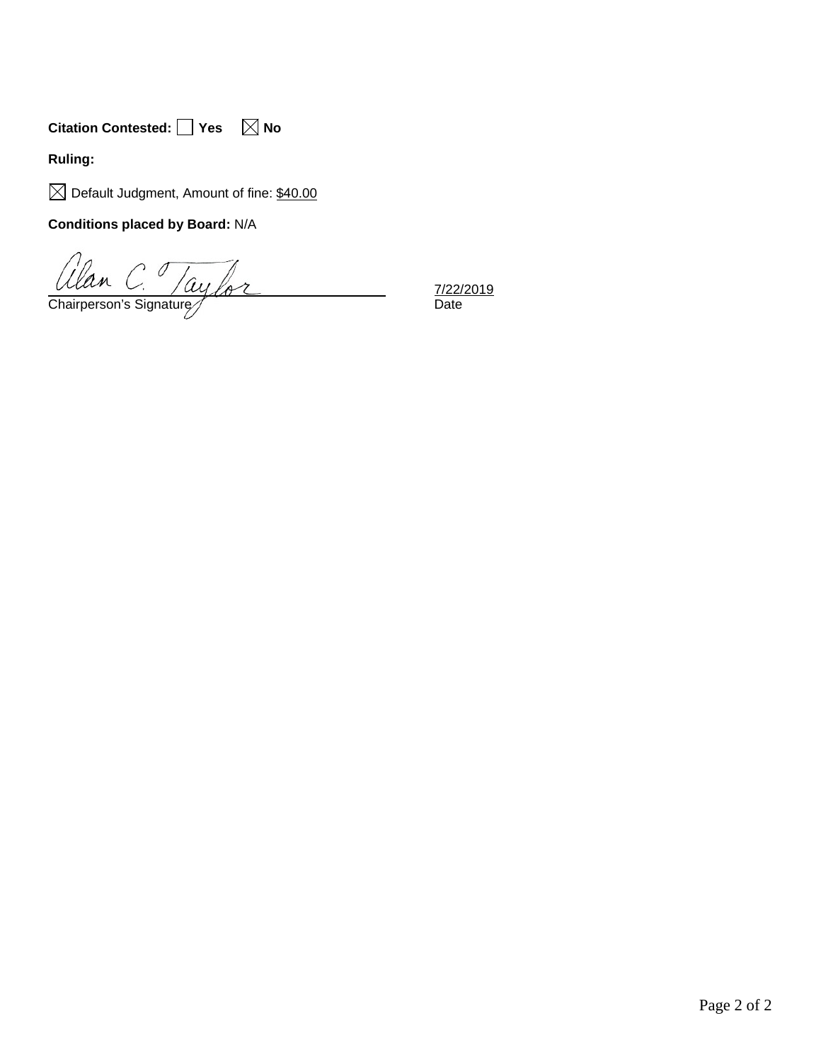**Citation Contested:** ☐ **Yes** ☒ **No**

**Ruling:**

☒ Default Judgment, Amount of fine: $40.00

**Conditions placed by Board:** N/A

Alan C. Taylor
Chairperson's Signature

7/22/2019
Date